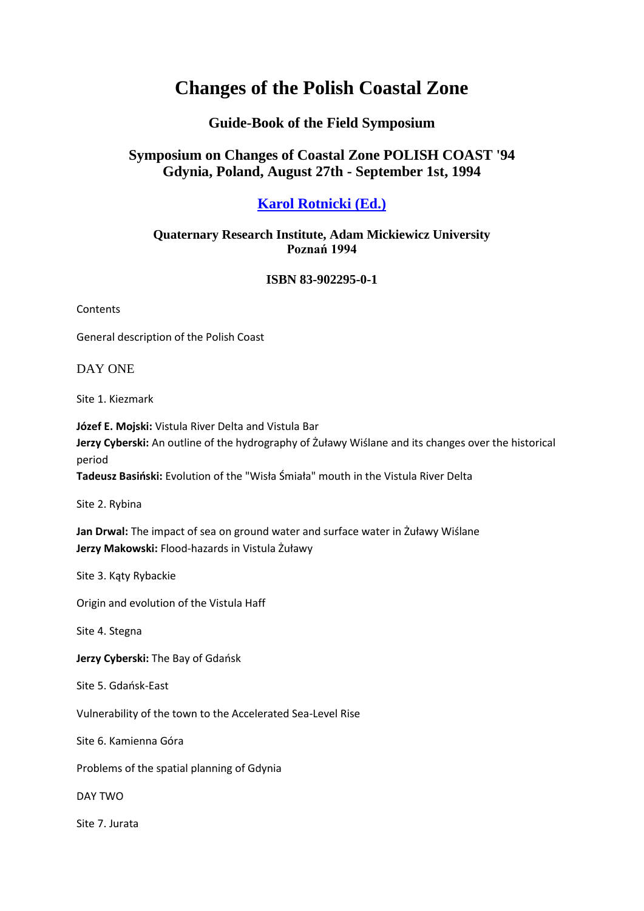# Changes of the Polish Coastal Zone

## Guide-Book of the Field Symposium

## Symposium on Changes of Coastal Zone POLISH COAST '94
## Gdynia, Poland, August 27th - September 1st, 1994

### Karol Rotnicki (Ed.)

**Quaternary Research Institute, Adam Mickiewicz University**
**Poznań 1994**

**ISBN 83-902295-0-1**

Contents

General description of the Polish Coast

DAY ONE

Site 1. Kiezmark

**Józef E. Mojski:** Vistula River Delta and Vistula Bar
**Jerzy Cyberski:** An outline of the hydrography of Żuławy Wiślane and its changes over the historical period
**Tadeusz Basiński:** Evolution of the "Wisła Śmiała" mouth in the Vistula River Delta

Site 2. Rybina

**Jan Drwal:** The impact of sea on ground water and surface water in Żuławy Wiślane
**Jerzy Makowski:** Flood-hazards in Vistula Żuławy

Site 3. Kąty Rybackie

Origin and evolution of the Vistula Haff

Site 4. Stegna

**Jerzy Cyberski:** The Bay of Gdańsk

Site 5. Gdańsk-East

Vulnerability of the town to the Accelerated Sea-Level Rise

Site 6. Kamienna Góra

Problems of the spatial planning of Gdynia

DAY TWO

Site 7. Jurata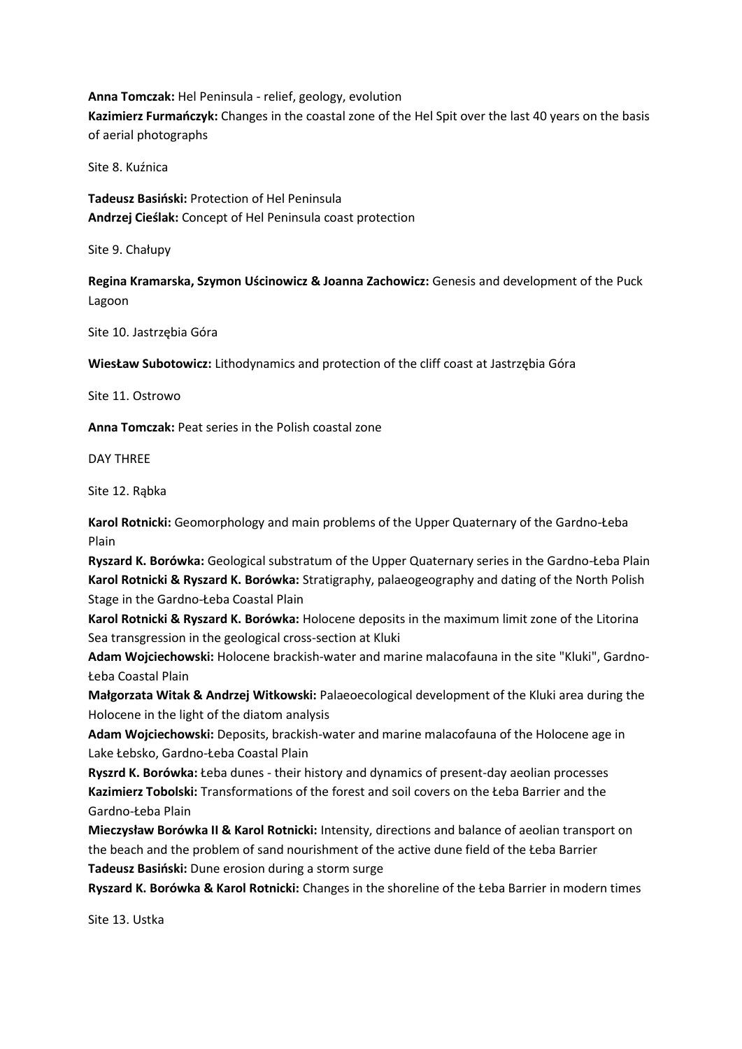**Anna Tomczak:** Hel Peninsula - relief, geology, evolution
**Kazimierz Furmańczyk:** Changes in the coastal zone of the Hel Spit over the last 40 years on the basis of aerial photographs

Site 8. Kuźnica

**Tadeusz Basiński:** Protection of Hel Peninsula
**Andrzej Cieślak:** Concept of Hel Peninsula coast protection

Site 9. Chałupy

**Regina Kramarska, Szymon Uścinowicz & Joanna Zachowicz:** Genesis and development of the Puck Lagoon

Site 10. Jastrzębia Góra

**Wiesław Subotowicz:** Lithodynamics and protection of the cliff coast at Jastrzębia Góra

Site 11. Ostrowo

**Anna Tomczak:** Peat series in the Polish coastal zone

DAY THREE

Site 12. Rąbka

**Karol Rotnicki:** Geomorphology and main problems of the Upper Quaternary of the Gardno-Łeba Plain
**Ryszard K. Borówka:** Geological substratum of the Upper Quaternary series in the Gardno-Łeba Plain
**Karol Rotnicki & Ryszard K. Borówka:** Stratigraphy, palaeogeography and dating of the North Polish Stage in the Gardno-Łeba Coastal Plain
**Karol Rotnicki & Ryszard K. Borówka:** Holocene deposits in the maximum limit zone of the Litorina Sea transgression in the geological cross-section at Kluki
**Adam Wojciechowski:** Holocene brackish-water and marine malacofauna in the site "Kluki", Gardno-Łeba Coastal Plain
**Małgorzata Witak & Andrzej Witkowski:** Palaeoecological development of the Kluki area during the Holocene in the light of the diatom analysis
**Adam Wojciechowski:** Deposits, brackish-water and marine malacofauna of the Holocene age in Lake Łebsko, Gardno-Łeba Coastal Plain
**Ryszrd K. Borówka:** Łeba dunes - their history and dynamics of present-day aeolian processes
**Kazimierz Tobolski:** Transformations of the forest and soil covers on the Łeba Barrier and the Gardno-Łeba Plain
**Mieczysław Borówka II & Karol Rotnicki:** Intensity, directions and balance of aeolian transport on the beach and the problem of sand nourishment of the active dune field of the Łeba Barrier
**Tadeusz Basiński:** Dune erosion during a storm surge
**Ryszard K. Borówka & Karol Rotnicki:** Changes in the shoreline of the Łeba Barrier in modern times

Site 13. Ustka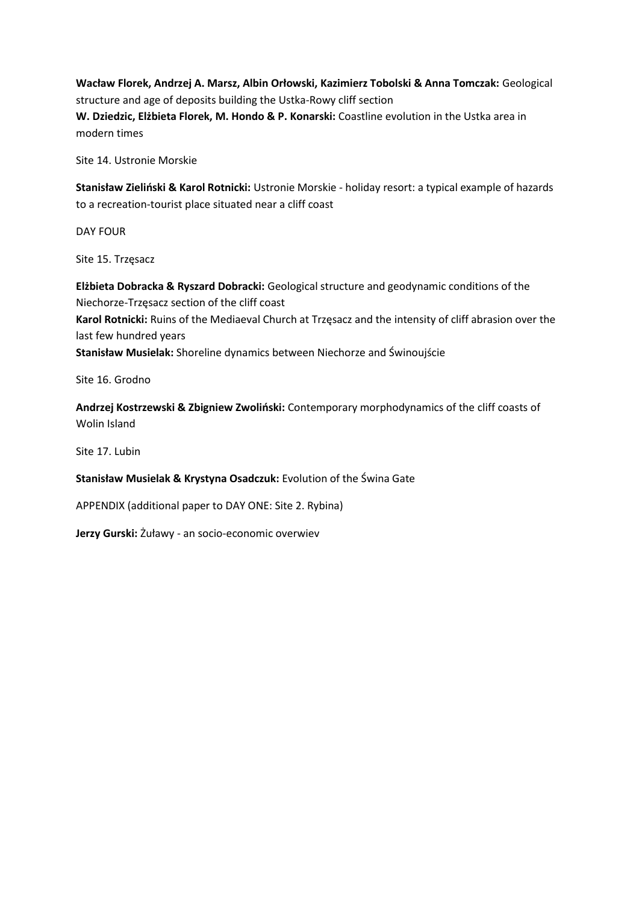**Wacław Florek, Andrzej A. Marsz, Albin Orłowski, Kazimierz Tobolski & Anna Tomczak:** Geological structure and age of deposits building the Ustka-Rowy cliff section
**W. Dziedzic, Elżbieta Florek, M. Hondo & P. Konarski:** Coastline evolution in the Ustka area in modern times

Site 14. Ustronie Morskie

**Stanisław Zieliński & Karol Rotnicki:** Ustronie Morskie - holiday resort: a typical example of hazards to a recreation-tourist place situated near a cliff coast

DAY FOUR

Site 15. Trzęsacz

**Elżbieta Dobracka & Ryszard Dobracki:** Geological structure and geodynamic conditions of the Niechorze-Trzęsacz section of the cliff coast
**Karol Rotnicki:** Ruins of the Mediaeval Church at Trzęsacz and the intensity of cliff abrasion over the last few hundred years
**Stanisław Musielak:** Shoreline dynamics between Niechorze and Świnoujście

Site 16. Grodno

**Andrzej Kostrzewski & Zbigniew Zwoliński:** Contemporary morphodynamics of the cliff coasts of Wolin Island

Site 17. Lubin

**Stanisław Musielak & Krystyna Osadczuk:** Evolution of the Świna Gate

APPENDIX (additional paper to DAY ONE: Site 2. Rybina)

**Jerzy Gurski:** Żuławy - an socio-economic overwiev